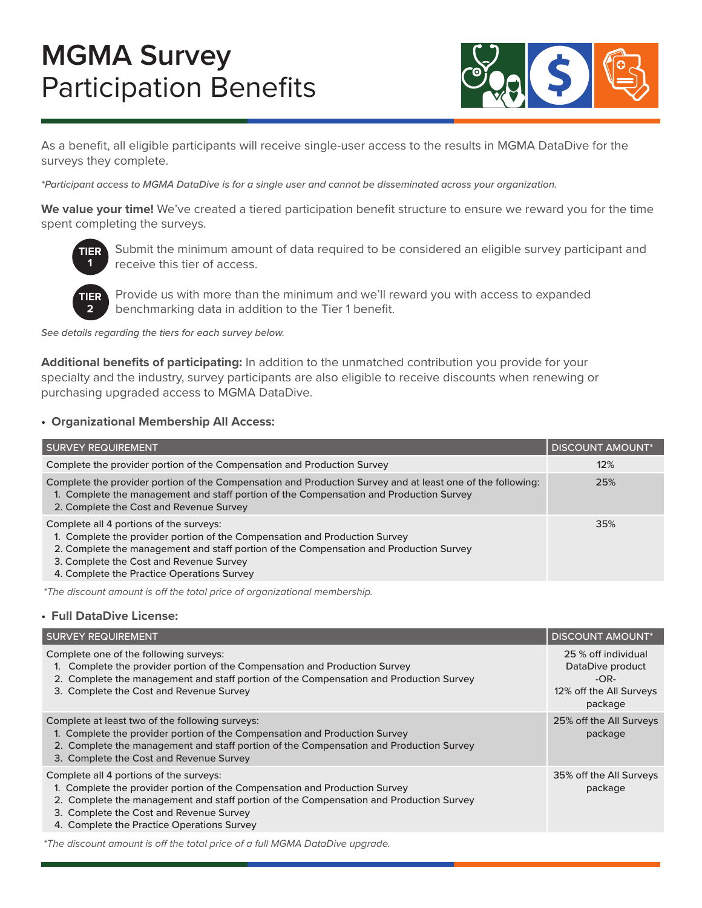# MGMA Survey
Participation Benefits

As a benefit, all eligible participants will receive single-user access to the results in MGMA DataDive for the surveys they complete.

*\*Participant access to MGMA DataDive is for a single user and cannot be disseminated across your organization.*

**We value your time!** We've created a tiered participation benefit structure to ensure we reward you for the time spent completing the surveys.

**TIER 1** Submit the minimum amount of data required to be considered an eligible survey participant and receive this tier of access.

**TIER 2** Provide us with more than the minimum and we'll reward you with access to expanded benchmarking data in addition to the Tier 1 benefit.

*See details regarding the tiers for each survey below.*

**Additional benefits of participating:** In addition to the unmatched contribution you provide for your specialty and the industry, survey participants are also eligible to receive discounts when renewing or purchasing upgraded access to MGMA DataDive.

- **Organizational Membership All Access:**

| SURVEY REQUIREMENT | DISCOUNT AMOUNT* |
|---|---|
| Complete the provider portion of the Compensation and Production Survey | 12% |
| Complete the provider portion of the Compensation and Production Survey and at least one of the following:<br>1. Complete the management and staff portion of the Compensation and Production Survey<br>2. Complete the Cost and Revenue Survey | 25% |
| Complete all 4 portions of the surveys:<br>1. Complete the provider portion of the Compensation and Production Survey<br>2. Complete the management and staff portion of the Compensation and Production Survey<br>3. Complete the Cost and Revenue Survey<br>4. Complete the Practice Operations Survey | 35% |

*\*The discount amount is off the total price of organizational membership.*

- **Full DataDive License:**

| SURVEY REQUIREMENT | DISCOUNT AMOUNT* |
|---|---|
| Complete one of the following surveys:<br>1. Complete the provider portion of the Compensation and Production Survey<br>2. Complete the management and staff portion of the Compensation and Production Survey<br>3. Complete the Cost and Revenue Survey | 25 % off individual DataDive product<br>-OR-<br>12% off the All Surveys package |
| Complete at least two of the following surveys:<br>1. Complete the provider portion of the Compensation and Production Survey<br>2. Complete the management and staff portion of the Compensation and Production Survey<br>3. Complete the Cost and Revenue Survey | 25% off the All Surveys package |
| Complete all 4 portions of the surveys:<br>1. Complete the provider portion of the Compensation and Production Survey<br>2. Complete the management and staff portion of the Compensation and Production Survey<br>3. Complete the Cost and Revenue Survey<br>4. Complete the Practice Operations Survey | 35% off the All Surveys package |

*\*The discount amount is off the total price of a full MGMA DataDive upgrade.*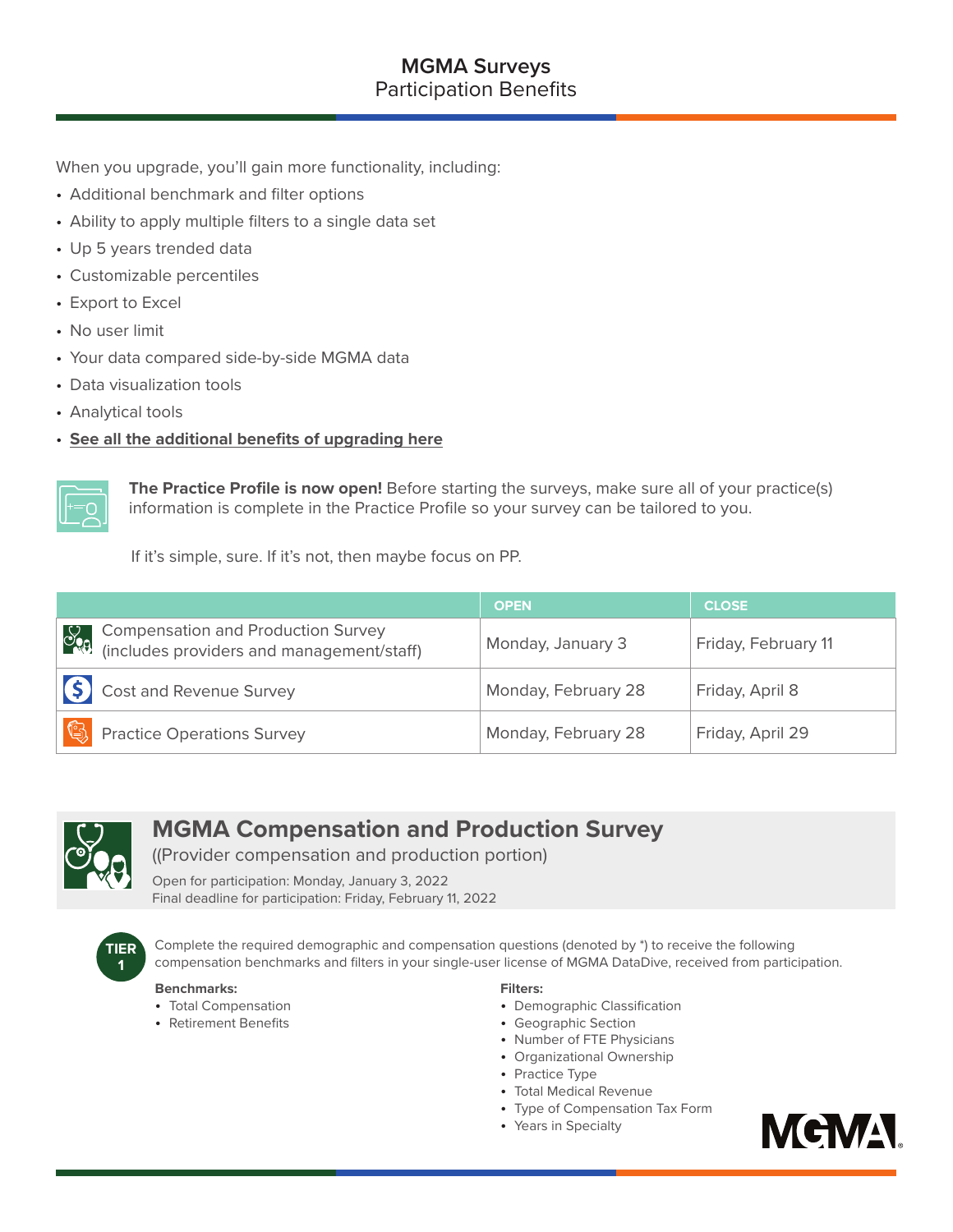## MGMA Surveys
Participation Benefits

When you upgrade, you'll gain more functionality, including:

- Additional benchmark and filter options
- Ability to apply multiple filters to a single data set
- Up 5 years trended data
- Customizable percentiles
- Export to Excel
- No user limit
- Your data compared side-by-side MGMA data
- Data visualization tools
- Analytical tools
- **See all the additional benefits of upgrading here**

**The Practice Profile is now open!** Before starting the surveys, make sure all of your practice(s) information is complete in the Practice Profile so your survey can be tailored to you.

If it's simple, sure. If it's not, then maybe focus on PP.

| | OPEN | CLOSE |
|---|---|---|
| Compensation and Production Survey (includes providers and management/staff) | Monday, January 3 | Friday, February 11 |
| Cost and Revenue Survey | Monday, February 28 | Friday, April 8 |
| Practice Operations Survey | Monday, February 28 | Friday, April 29 |

## MGMA Compensation and Production Survey

((Provider compensation and production portion)

Open for participation: Monday, January 3, 2022
Final deadline for participation: Friday, February 11, 2022

**TIER 1**

Complete the required demographic and compensation questions (denoted by *) to receive the following compensation benchmarks and filters in your single-user license of MGMA DataDive, received from participation.

**Benchmarks:**

- Total Compensation
- Retirement Benefits

**Filters:**

- Demographic Classification
- Geographic Section
- Number of FTE Physicians
- Organizational Ownership
- Practice Type
- Total Medical Revenue
- Type of Compensation Tax Form
- Years in Specialty

MGMA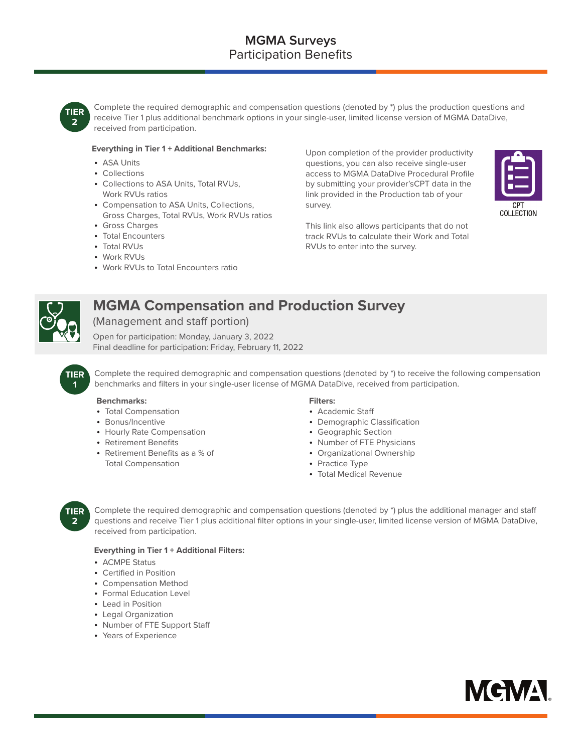# MGMA Surveys
## Participation Benefits

**TIER 2**

Complete the required demographic and compensation questions (denoted by *) plus the production questions and receive Tier 1 plus additional benchmark options in your single-user, limited license version of MGMA DataDive, received from participation.

**Everything in Tier 1 + Additional Benchmarks:**

- ASA Units
- Collections
- Collections to ASA Units, Total RVUs, Work RVUs ratios
- Compensation to ASA Units, Collections, Gross Charges, Total RVUs, Work RVUs ratios
- Gross Charges
- Total Encounters
- Total RVUs
- Work RVUs
- Work RVUs to Total Encounters ratio

Upon completion of the provider productivity questions, you can also receive single-user access to MGMA DataDive Procedural Profile by submitting your provider'sCPT data in the link provided in the Production tab of your survey.

This link also allows participants that do not track RVUs to calculate their Work and Total RVUs to enter into the survey.

CPT COLLECTION

## MGMA Compensation and Production Survey

(Management and staff portion)

Open for participation: Monday, January 3, 2022
Final deadline for participation: Friday, February 11, 2022

**TIER 1**

Complete the required demographic and compensation questions (denoted by *) to receive the following compensation benchmarks and filters in your single-user license of MGMA DataDive, received from participation.

**Benchmarks:**

- Total Compensation
- Bonus/Incentive
- Hourly Rate Compensation
- Retirement Benefits
- Retirement Benefits as a % of Total Compensation

**Filters:**

- Academic Staff
- Demographic Classification
- Geographic Section
- Number of FTE Physicians
- Organizational Ownership
- Practice Type
- Total Medical Revenue

**TIER 2**

Complete the required demographic and compensation questions (denoted by *) plus the additional manager and staff questions and receive Tier 1 plus additional filter options in your single-user, limited license version of MGMA DataDive, received from participation.

**Everything in Tier 1 + Additional Filters:**

- ACMPE Status
- Certified in Position
- Compensation Method
- Formal Education Level
- Lead in Position
- Legal Organization
- Number of FTE Support Staff
- Years of Experience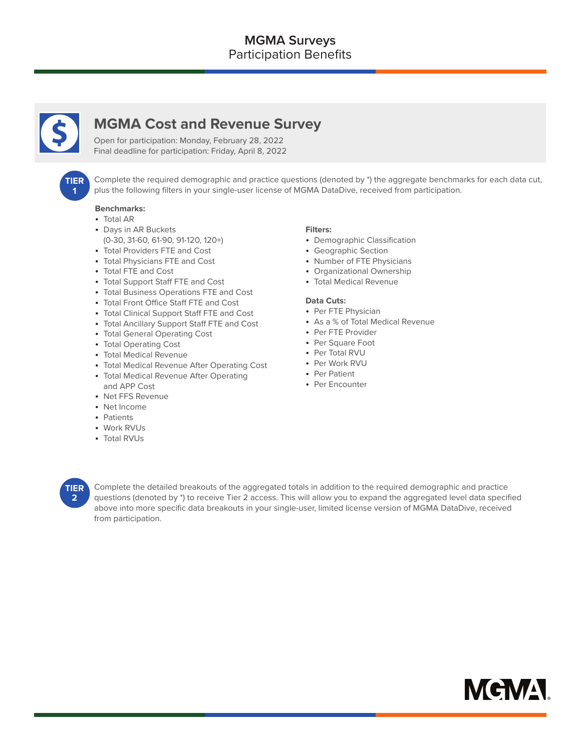# MGMA Surveys
Participation Benefits

## MGMA Cost and Revenue Survey

Open for participation: Monday, February 28, 2022
Final deadline for participation: Friday, April 8, 2022

**TIER 1**

Complete the required demographic and practice questions (denoted by *) the aggregate benchmarks for each data cut, plus the following filters in your single-user license of MGMA DataDive, received from participation.

**Benchmarks:**

- Total AR
- Days in AR Buckets (0-30, 31-60, 61-90, 91-120, 120+)
- Total Providers FTE and Cost
- Total Physicians FTE and Cost
- Total FTE and Cost
- Total Support Staff FTE and Cost
- Total Business Operations FTE and Cost
- Total Front Office Staff FTE and Cost
- Total Clinical Support Staff FTE and Cost
- Total Ancillary Support Staff FTE and Cost
- Total General Operating Cost
- Total Operating Cost
- Total Medical Revenue
- Total Medical Revenue After Operating Cost
- Total Medical Revenue After Operating and APP Cost
- Net FFS Revenue
- Net Income
- Patients
- Work RVUs
- Total RVUs

**Filters:**

- Demographic Classification
- Geographic Section
- Number of FTE Physicians
- Organizational Ownership
- Total Medical Revenue

**Data Cuts:**

- Per FTE Physician
- As a % of Total Medical Revenue
- Per FTE Provider
- Per Square Foot
- Per Total RVU
- Per Work RVU
- Per Patient
- Per Encounter

**TIER 2**

Complete the detailed breakouts of the aggregated totals in addition to the required demographic and practice questions (denoted by *) to receive Tier 2 access. This will allow you to expand the aggregated level data specified above into more specific data breakouts in your single-user, limited license version of MGMA DataDive, received from participation.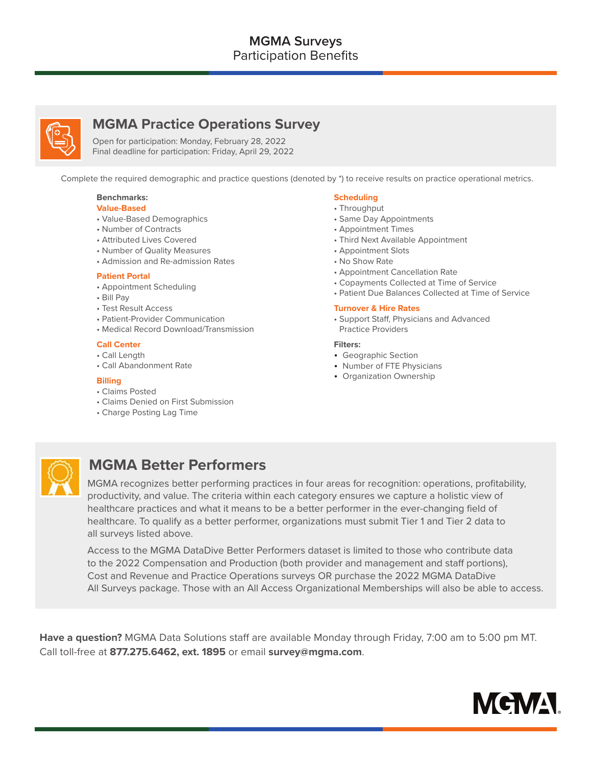# MGMA Surveys
Participation Benefits

## MGMA Practice Operations Survey

Open for participation: Monday, February 28, 2022
Final deadline for participation: Friday, April 29, 2022

Complete the required demographic and practice questions (denoted by *) to receive results on practice operational metrics.

**Benchmarks:**

**Value-Based**
- Value-Based Demographics
- Number of Contracts
- Attributed Lives Covered
- Number of Quality Measures
- Admission and Re-admission Rates

**Patient Portal**
- Appointment Scheduling
- Bill Pay
- Test Result Access
- Patient-Provider Communication
- Medical Record Download/Transmission

**Call Center**
- Call Length
- Call Abandonment Rate

**Billing**
- Claims Posted
- Claims Denied on First Submission
- Charge Posting Lag Time

**Scheduling**
- Throughput
- Same Day Appointments
- Appointment Times
- Third Next Available Appointment
- Appointment Slots
- No Show Rate
- Appointment Cancellation Rate
- Copayments Collected at Time of Service
- Patient Due Balances Collected at Time of Service

**Turnover & Hire Rates**
- Support Staff, Physicians and Advanced Practice Providers

**Filters:**
- Geographic Section
- Number of FTE Physicians
- Organization Ownership

## MGMA Better Performers

MGMA recognizes better performing practices in four areas for recognition: operations, profitability, productivity, and value. The criteria within each category ensures we capture a holistic view of healthcare practices and what it means to be a better performer in the ever-changing field of healthcare. To qualify as a better performer, organizations must submit Tier 1 and Tier 2 data to all surveys listed above.

Access to the MGMA DataDive Better Performers dataset is limited to those who contribute data to the 2022 Compensation and Production (both provider and management and staff portions), Cost and Revenue and Practice Operations surveys OR purchase the 2022 MGMA DataDive All Surveys package. Those with an All Access Organizational Memberships will also be able to access.

**Have a question?** MGMA Data Solutions staff are available Monday through Friday, 7:00 am to 5:00 pm MT. Call toll-free at **877.275.6462, ext. 1895** or email **survey@mgma.com**.

MGMA